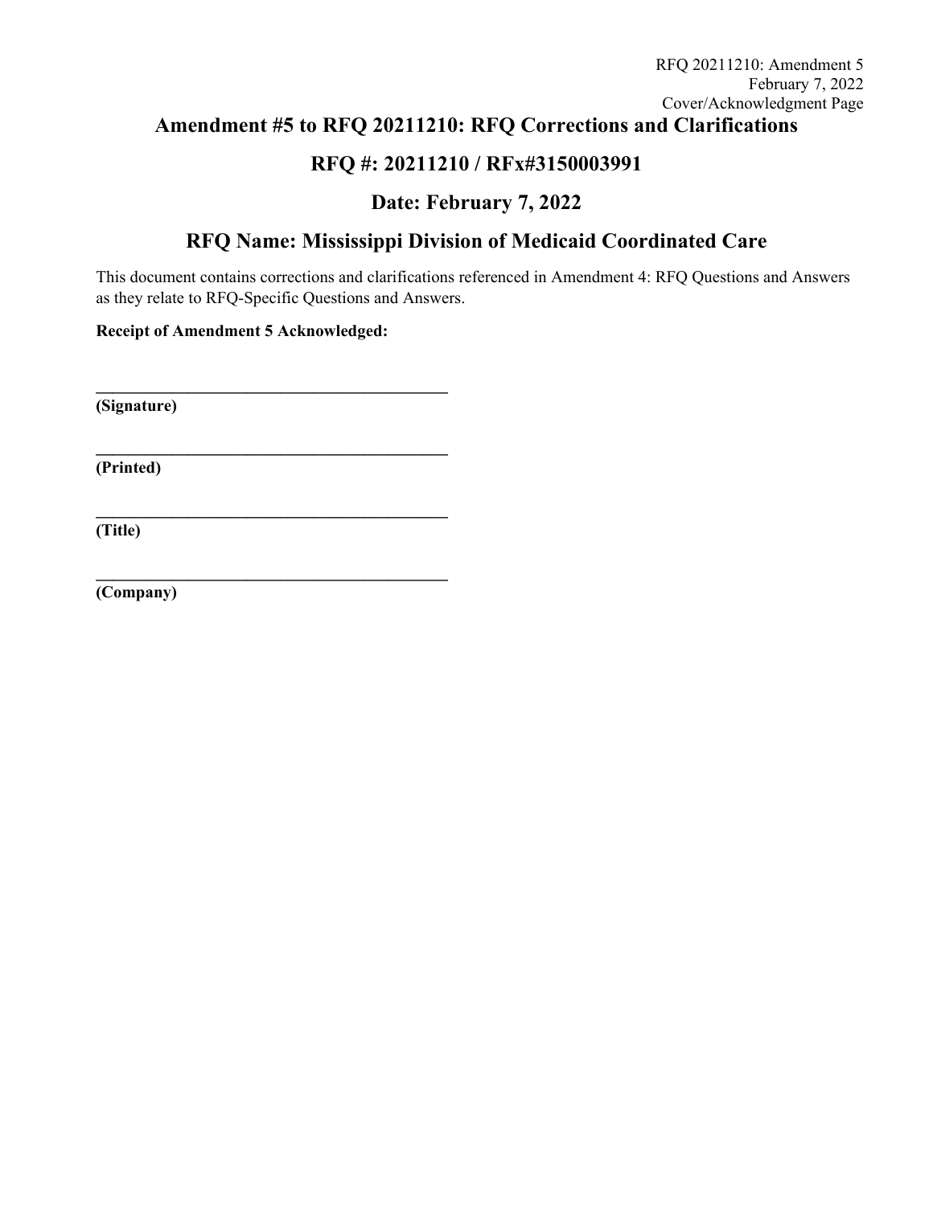# Amendment #5 to RFQ 20211210: RFQ Corrections and Clarifications

## RFQ #: 20211210 / RFx#3150003991

## Date: February 7, 2022

## RFQ Name: Mississippi Division of Medicaid Coordinated Care

This document contains corrections and clarifications referenced in Amendment 4: RFQ Questions and Answers as they relate to RFQ-Specific Questions and Answers.

**Receipt of Amendment 5 Acknowledged:**

______________________________________
**(Signature)**

______________________________________
**(Printed)**

______________________________________
**(Title)**

______________________________________
**(Company)**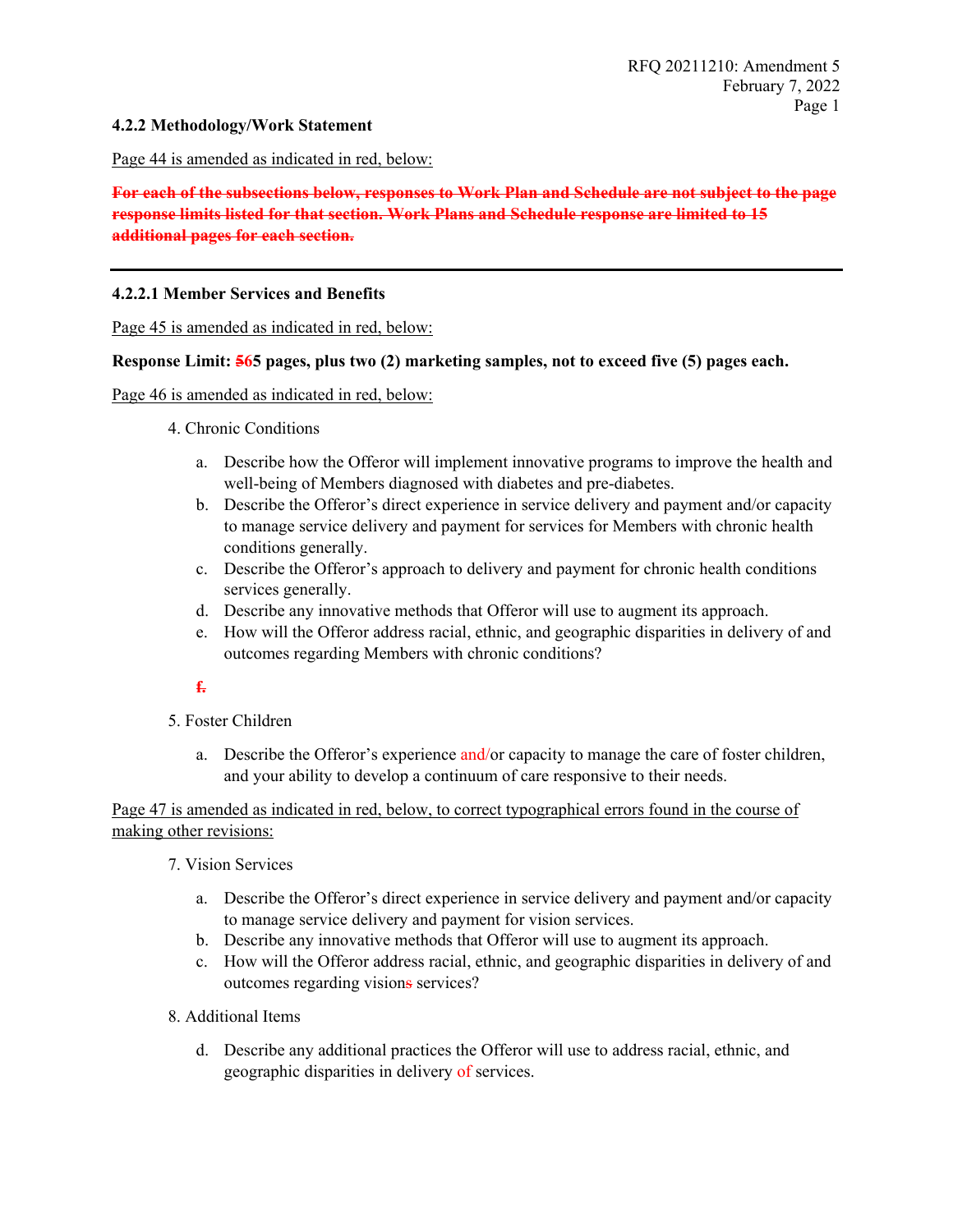### 4.2.2 Methodology/Work Statement

Page 44 is amended as indicated in red, below:

~~**For each of the subsections below, responses to Work Plan and Schedule are not subject to the page response limits listed for that section. Work Plans and Schedule response are limited to 15 additional pages for each section.**~~

---

### 4.2.2.1 Member Services and Benefits

Page 45 is amended as indicated in red, below:

**Response Limit: ~~5~~65 pages, plus two (2) marketing samples, not to exceed five (5) pages each.**

Page 46 is amended as indicated in red, below:

4. Chronic Conditions

   a. Describe how the Offeror will implement innovative programs to improve the health and well-being of Members diagnosed with diabetes and pre-diabetes.
   b. Describe the Offeror's direct experience in service delivery and payment and/or capacity to manage service delivery and payment for services for Members with chronic health conditions generally.
   c. Describe the Offeror's approach to delivery and payment for chronic health conditions services generally.
   d. Describe any innovative methods that Offeror will use to augment its approach.
   e. How will the Offeror address racial, ethnic, and geographic disparities in delivery of and outcomes regarding Members with chronic conditions?

   ~~f.~~

5. Foster Children

   a. Describe the Offeror's experience and/or capacity to manage the care of foster children, and your ability to develop a continuum of care responsive to their needs.

Page 47 is amended as indicated in red, below, to correct typographical errors found in the course of making other revisions:

7. Vision Services

   a. Describe the Offeror's direct experience in service delivery and payment and/or capacity to manage service delivery and payment for vision services.
   b. Describe any innovative methods that Offeror will use to augment its approach.
   c. How will the Offeror address racial, ethnic, and geographic disparities in delivery of and outcomes regarding vision~~s~~ services?

8. Additional Items

   d. Describe any additional practices the Offeror will use to address racial, ethnic, and geographic disparities in delivery of services.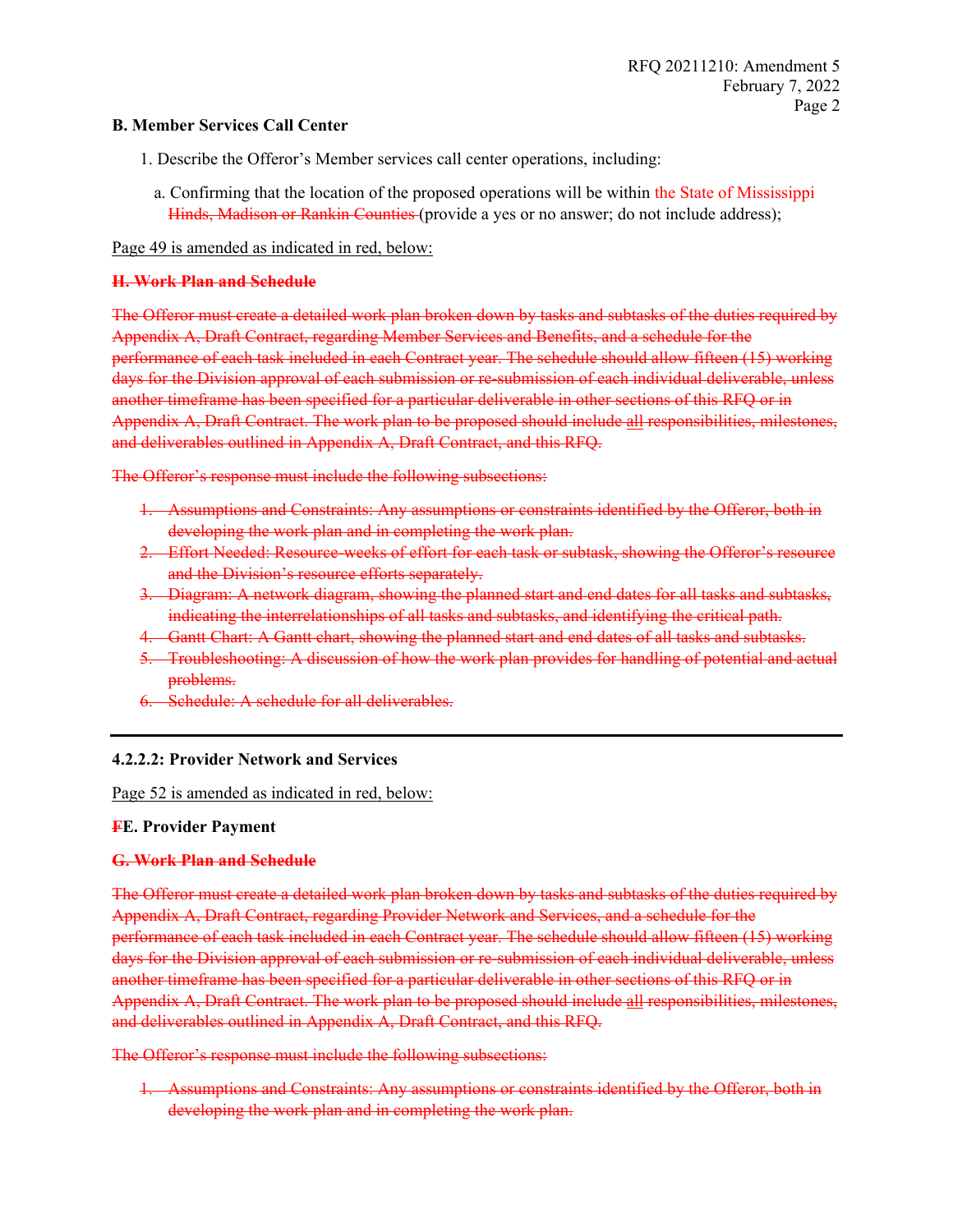**B. Member Services Call Center**

1. Describe the Offeror's Member services call center operations, including:

   a. Confirming that the location of the proposed operations will be within the State of Mississippi ~~Hinds, Madison or Rankin Counties~~ (provide a yes or no answer; do not include address);

<u>Page 49 is amended as indicated in red, below:</u>

~~**H. Work Plan and Schedule**~~

~~The Offeror must create a detailed work plan broken down by tasks and subtasks of the duties required by Appendix A, Draft Contract, regarding Member Services and Benefits, and a schedule for the performance of each task included in each Contract year. The schedule should allow fifteen (15) working days for the Division approval of each submission or re-submission of each individual deliverable, unless another timeframe has been specified for a particular deliverable in other sections of this RFQ or in Appendix A, Draft Contract. The work plan to be proposed should include all responsibilities, milestones, and deliverables outlined in Appendix A, Draft Contract, and this RFQ.~~

~~The Offeror's response must include the following subsections:~~

1. ~~Assumptions and Constraints: Any assumptions or constraints identified by the Offeror, both in developing the work plan and in completing the work plan.~~
2. ~~Effort Needed: Resource-weeks of effort for each task or subtask, showing the Offeror's resource and the Division's resource efforts separately.~~
3. ~~Diagram: A network diagram, showing the planned start and end dates for all tasks and subtasks, indicating the interrelationships of all tasks and subtasks, and identifying the critical path.~~
4. ~~Gantt Chart: A Gantt chart, showing the planned start and end dates of all tasks and subtasks.~~
5. ~~Troubleshooting: A discussion of how the work plan provides for handling of potential and actual problems.~~
6. ~~Schedule: A schedule for all deliverables.~~

---

**4.2.2.2: Provider Network and Services**

<u>Page 52 is amended as indicated in red, below:</u>

**~~F~~E. Provider Payment**

~~**G. Work Plan and Schedule**~~

~~The Offeror must create a detailed work plan broken down by tasks and subtasks of the duties required by Appendix A, Draft Contract, regarding Provider Network and Services, and a schedule for the performance of each task included in each Contract year. The schedule should allow fifteen (15) working days for the Division approval of each submission or re-submission of each individual deliverable, unless another timeframe has been specified for a particular deliverable in other sections of this RFQ or in Appendix A, Draft Contract. The work plan to be proposed should include all responsibilities, milestones, and deliverables outlined in Appendix A, Draft Contract, and this RFQ.~~

~~The Offeror's response must include the following subsections:~~

1. ~~Assumptions and Constraints: Any assumptions or constraints identified by the Offeror, both in developing the work plan and in completing the work plan.~~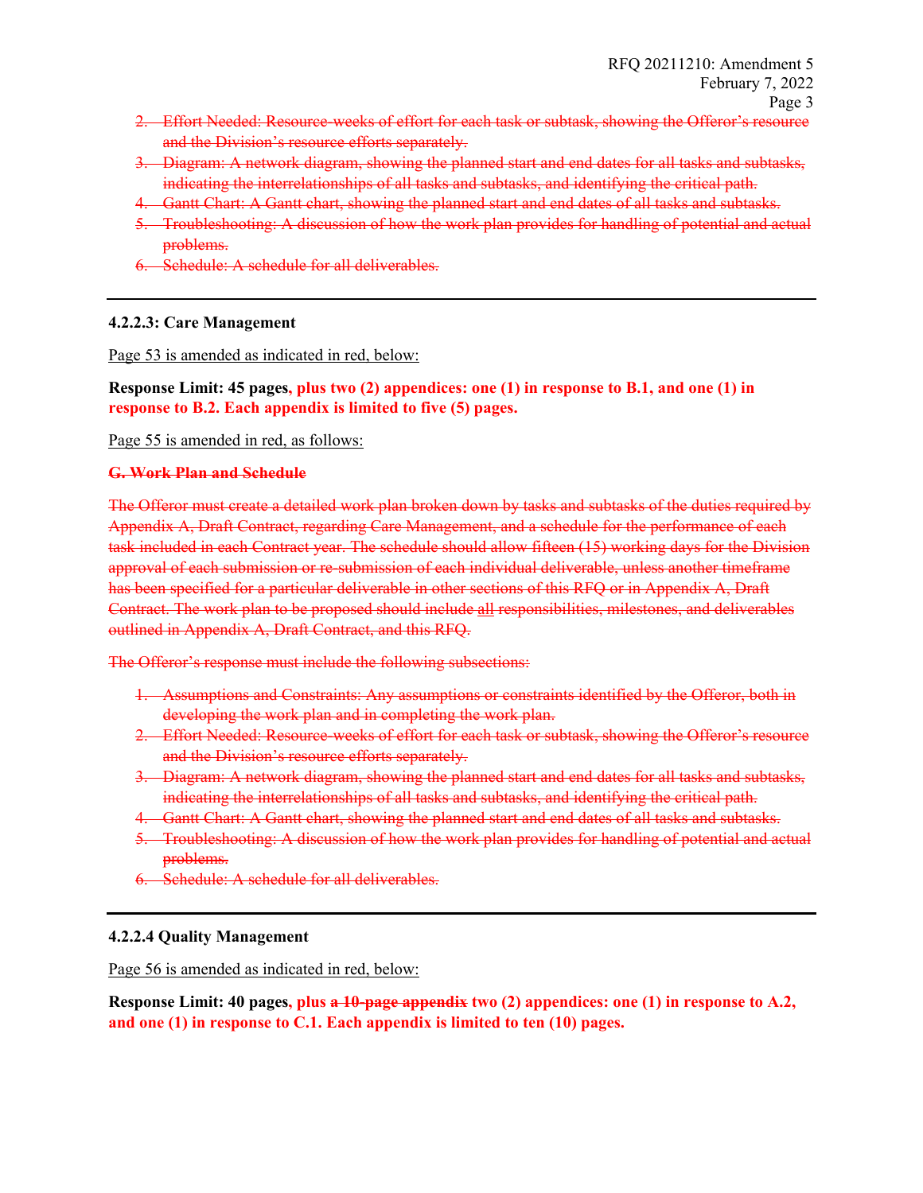2. ~~Effort Needed: Resource-weeks of effort for each task or subtask, showing the Offeror's resource and the Division's resource efforts separately.~~
3. ~~Diagram: A network diagram, showing the planned start and end dates for all tasks and subtasks, indicating the interrelationships of all tasks and subtasks, and identifying the critical path.~~
4. ~~Gantt Chart: A Gantt chart, showing the planned start and end dates of all tasks and subtasks.~~
5. ~~Troubleshooting: A discussion of how the work plan provides for handling of potential and actual problems.~~
6. ~~Schedule: A schedule for all deliverables.~~

---

**4.2.2.3: Care Management**

Page 53 is amended as indicated in red, below:

**Response Limit: 45 pages, plus two (2) appendices: one (1) in response to B.1, and one (1) in response to B.2. Each appendix is limited to five (5) pages.**

Page 55 is amended in red, as follows:

~~**G. Work Plan and Schedule**~~

~~The Offeror must create a detailed work plan broken down by tasks and subtasks of the duties required by Appendix A, Draft Contract, regarding Care Management, and a schedule for the performance of each task included in each Contract year. The schedule should allow fifteen (15) working days for the Division approval of each submission or re-submission of each individual deliverable, unless another timeframe has been specified for a particular deliverable in other sections of this RFQ or in Appendix A, Draft Contract. The work plan to be proposed should include all responsibilities, milestones, and deliverables outlined in Appendix A, Draft Contract, and this RFQ.~~

~~The Offeror's response must include the following subsections:~~

1. ~~Assumptions and Constraints: Any assumptions or constraints identified by the Offeror, both in developing the work plan and in completing the work plan.~~
2. ~~Effort Needed: Resource-weeks of effort for each task or subtask, showing the Offeror's resource and the Division's resource efforts separately.~~
3. ~~Diagram: A network diagram, showing the planned start and end dates for all tasks and subtasks, indicating the interrelationships of all tasks and subtasks, and identifying the critical path.~~
4. ~~Gantt Chart: A Gantt chart, showing the planned start and end dates of all tasks and subtasks.~~
5. ~~Troubleshooting: A discussion of how the work plan provides for handling of potential and actual problems.~~
6. ~~Schedule: A schedule for all deliverables.~~

---

**4.2.2.4 Quality Management**

Page 56 is amended as indicated in red, below:

**Response Limit: 40 pages, plus ~~a 10-page appendix~~ two (2) appendices: one (1) in response to A.2, and one (1) in response to C.1. Each appendix is limited to ten (10) pages.**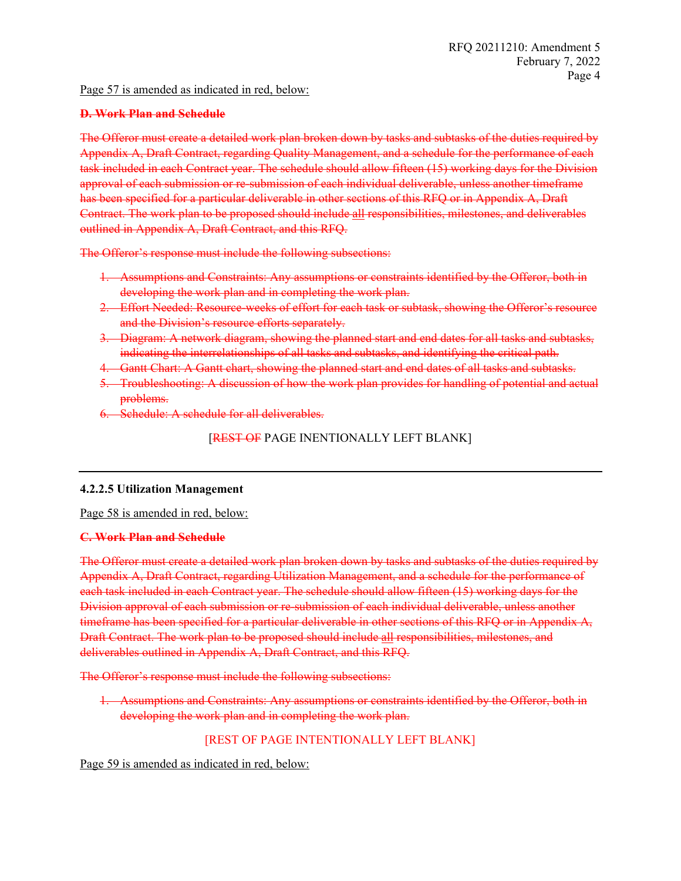Page 57 is amended as indicated in red, below:

~~**D. Work Plan and Schedule**~~

~~The Offeror must create a detailed work plan broken down by tasks and subtasks of the duties required by Appendix A, Draft Contract, regarding Quality Management, and a schedule for the performance of each task included in each Contract year. The schedule should allow fifteen (15) working days for the Division approval of each submission or re-submission of each individual deliverable, unless another timeframe has been specified for a particular deliverable in other sections of this RFQ or in Appendix A, Draft Contract. The work plan to be proposed should include all responsibilities, milestones, and deliverables outlined in Appendix A, Draft Contract, and this RFQ.~~

~~The Offeror's response must include the following subsections:~~

1. ~~Assumptions and Constraints: Any assumptions or constraints identified by the Offeror, both in developing the work plan and in completing the work plan.~~
2. ~~Effort Needed: Resource-weeks of effort for each task or subtask, showing the Offeror's resource and the Division's resource efforts separately.~~
3. ~~Diagram: A network diagram, showing the planned start and end dates for all tasks and subtasks, indicating the interrelationships of all tasks and subtasks, and identifying the critical path.~~
4. ~~Gantt Chart: A Gantt chart, showing the planned start and end dates of all tasks and subtasks.~~
5. ~~Troubleshooting: A discussion of how the work plan provides for handling of potential and actual problems.~~
6. ~~Schedule: A schedule for all deliverables.~~

[~~REST OF~~ PAGE INTENTIONALLY LEFT BLANK]

---

**4.2.2.5 Utilization Management**

Page 58 is amended in red, below:

~~**C. Work Plan and Schedule**~~

~~The Offeror must create a detailed work plan broken down by tasks and subtasks of the duties required by Appendix A, Draft Contract, regarding Utilization Management, and a schedule for the performance of each task included in each Contract year. The schedule should allow fifteen (15) working days for the Division approval of each submission or re-submission of each individual deliverable, unless another timeframe has been specified for a particular deliverable in other sections of this RFQ or in Appendix A, Draft Contract. The work plan to be proposed should include all responsibilities, milestones, and deliverables outlined in Appendix A, Draft Contract, and this RFQ.~~

~~The Offeror's response must include the following subsections:~~

1. ~~Assumptions and Constraints: Any assumptions or constraints identified by the Offeror, both in developing the work plan and in completing the work plan.~~

[REST OF PAGE INTENTIONALLY LEFT BLANK]

Page 59 is amended as indicated in red, below: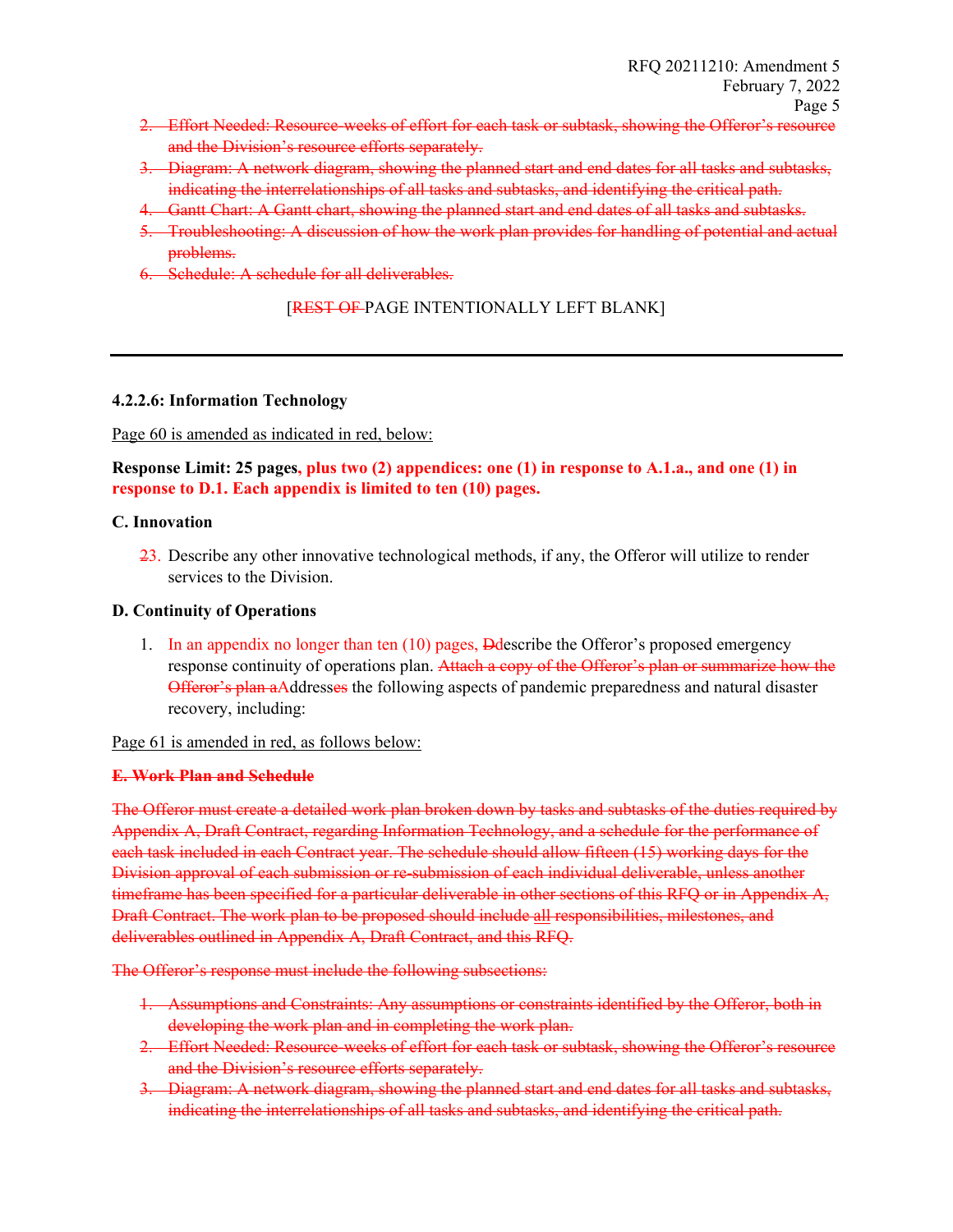~~2. Effort Needed: Resource-weeks of effort for each task or subtask, showing the Offeror's resource and the Division's resource efforts separately.~~

~~3. Diagram: A network diagram, showing the planned start and end dates for all tasks and subtasks, indicating the interrelationships of all tasks and subtasks, and identifying the critical path.~~

~~4. Gantt Chart: A Gantt chart, showing the planned start and end dates of all tasks and subtasks.~~

~~5. Troubleshooting: A discussion of how the work plan provides for handling of potential and actual problems.~~

~~6. Schedule: A schedule for all deliverables.~~

[~~REST OF~~ PAGE INTENTIONALLY LEFT BLANK]

---

**4.2.2.6: Information Technology**

Page 60 is amended as indicated in red, below:

**Response Limit: 25 pages, plus two (2) appendices: one (1) in response to A.1.a., and one (1) in response to D.1. Each appendix is limited to ten (10) pages.**

**C. Innovation**

~~2~~3. Describe any other innovative technological methods, if any, the Offeror will utilize to render services to the Division.

**D. Continuity of Operations**

1. In an appendix no longer than ten (10) pages, ~~D~~describe the Offeror's proposed emergency response continuity of operations plan. ~~Attach a copy of the Offeror's plan or summarize how the Offeror's plan a~~Addresses~~es~~ the following aspects of pandemic preparedness and natural disaster recovery, including:

Page 61 is amended in red, as follows below:

~~**E. Work Plan and Schedule**~~

~~The Offeror must create a detailed work plan broken down by tasks and subtasks of the duties required by Appendix A, Draft Contract, regarding Information Technology, and a schedule for the performance of each task included in each Contract year. The schedule should allow fifteen (15) working days for the Division approval of each submission or re-submission of each individual deliverable, unless another timeframe has been specified for a particular deliverable in other sections of this RFQ or in Appendix A, Draft Contract. The work plan to be proposed should include all responsibilities, milestones, and deliverables outlined in Appendix A, Draft Contract, and this RFQ.~~

~~The Offeror's response must include the following subsections:~~

~~1. Assumptions and Constraints: Any assumptions or constraints identified by the Offeror, both in developing the work plan and in completing the work plan.~~

~~2. Effort Needed: Resource-weeks of effort for each task or subtask, showing the Offeror's resource and the Division's resource efforts separately.~~

~~3. Diagram: A network diagram, showing the planned start and end dates for all tasks and subtasks, indicating the interrelationships of all tasks and subtasks, and identifying the critical path.~~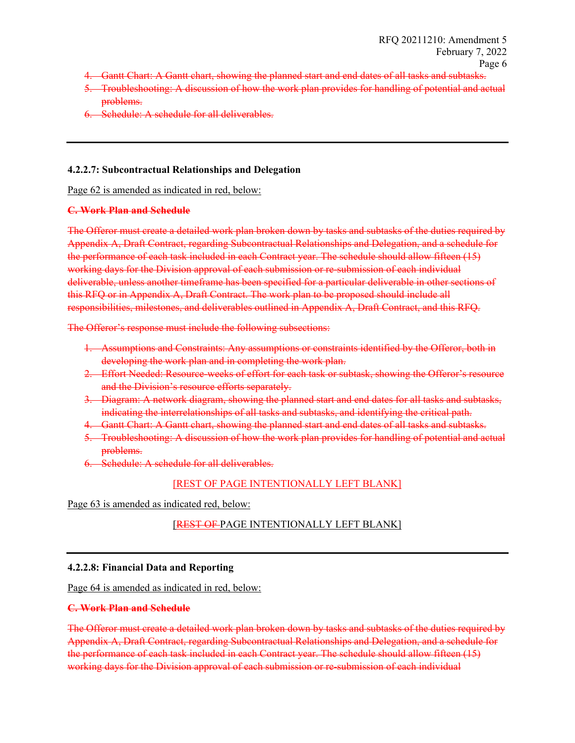4. ~~Gantt Chart: A Gantt chart, showing the planned start and end dates of all tasks and subtasks.~~
5. ~~Troubleshooting: A discussion of how the work plan provides for handling of potential and actual problems.~~
6. ~~Schedule: A schedule for all deliverables.~~

---

**4.2.2.7: Subcontractual Relationships and Delegation**

Page 62 is amended as indicated in red, below:

~~**C. Work Plan and Schedule**~~

~~The Offeror must create a detailed work plan broken down by tasks and subtasks of the duties required by Appendix A, Draft Contract, regarding Subcontractual Relationships and Delegation, and a schedule for the performance of each task included in each Contract year. The schedule should allow fifteen (15) working days for the Division approval of each submission or re-submission of each individual deliverable, unless another timeframe has been specified for a particular deliverable in other sections of this RFQ or in Appendix A, Draft Contract. The work plan to be proposed should include all responsibilities, milestones, and deliverables outlined in Appendix A, Draft Contract, and this RFQ.~~

~~The Offeror's response must include the following subsections:~~

1. ~~Assumptions and Constraints: Any assumptions or constraints identified by the Offeror, both in developing the work plan and in completing the work plan.~~
2. ~~Effort Needed: Resource-weeks of effort for each task or subtask, showing the Offeror's resource and the Division's resource efforts separately.~~
3. ~~Diagram: A network diagram, showing the planned start and end dates for all tasks and subtasks, indicating the interrelationships of all tasks and subtasks, and identifying the critical path.~~
4. ~~Gantt Chart: A Gantt chart, showing the planned start and end dates of all tasks and subtasks.~~
5. ~~Troubleshooting: A discussion of how the work plan provides for handling of potential and actual problems.~~
6. ~~Schedule: A schedule for all deliverables.~~

[REST OF PAGE INTENTIONALLY LEFT BLANK]

Page 63 is amended as indicated red, below:

[~~REST OF~~ PAGE INTENTIONALLY LEFT BLANK]

---

**4.2.2.8: Financial Data and Reporting**

Page 64 is amended as indicated in red, below:

~~**C. Work Plan and Schedule**~~

~~The Offeror must create a detailed work plan broken down by tasks and subtasks of the duties required by Appendix A, Draft Contract, regarding Subcontractual Relationships and Delegation, and a schedule for the performance of each task included in each Contract year. The schedule should allow fifteen (15) working days for the Division approval of each submission or re-submission of each individual~~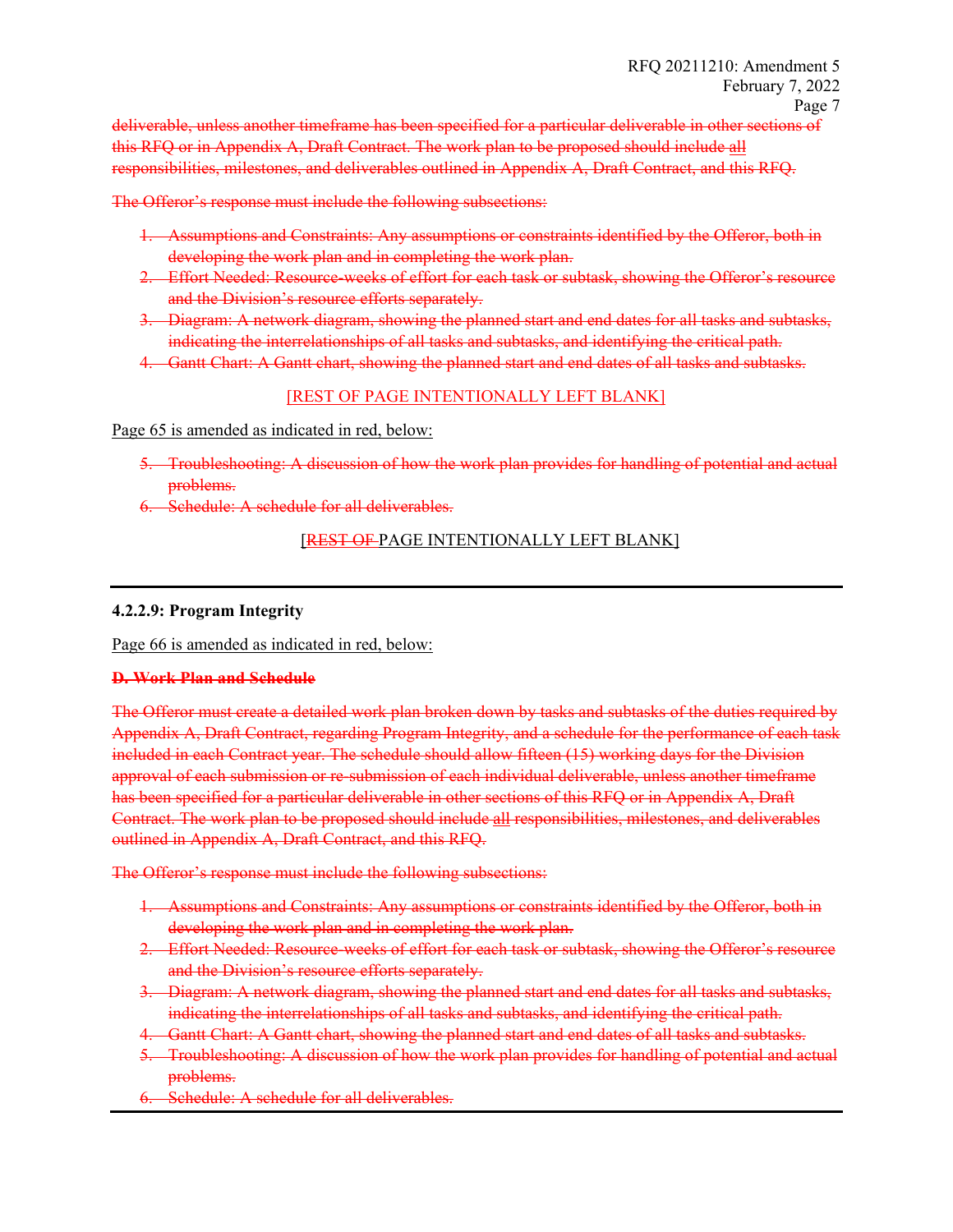~~deliverable, unless another timeframe has been specified for a particular deliverable in other sections of this RFQ or in Appendix A, Draft Contract. The work plan to be proposed should include all responsibilities, milestones, and deliverables outlined in Appendix A, Draft Contract, and this RFQ.~~

~~The Offeror's response must include the following subsections:~~

1. ~~Assumptions and Constraints: Any assumptions or constraints identified by the Offeror, both in developing the work plan and in completing the work plan.~~
2. ~~Effort Needed: Resource-weeks of effort for each task or subtask, showing the Offeror's resource and the Division's resource efforts separately.~~
3. ~~Diagram: A network diagram, showing the planned start and end dates for all tasks and subtasks, indicating the interrelationships of all tasks and subtasks, and identifying the critical path.~~
4. ~~Gantt Chart: A Gantt chart, showing the planned start and end dates of all tasks and subtasks.~~

[REST OF PAGE INTENTIONALLY LEFT BLANK]

Page 65 is amended as indicated in red, below:

5. ~~Troubleshooting: A discussion of how the work plan provides for handling of potential and actual problems.~~
6. ~~Schedule: A schedule for all deliverables.~~

[~~REST OF~~ PAGE INTENTIONALLY LEFT BLANK]

---

**4.2.2.9: Program Integrity**

Page 66 is amended as indicated in red, below:

~~**D. Work Plan and Schedule**~~

~~The Offeror must create a detailed work plan broken down by tasks and subtasks of the duties required by Appendix A, Draft Contract, regarding Program Integrity, and a schedule for the performance of each task included in each Contract year. The schedule should allow fifteen (15) working days for the Division approval of each submission or re-submission of each individual deliverable, unless another timeframe has been specified for a particular deliverable in other sections of this RFQ or in Appendix A, Draft Contract. The work plan to be proposed should include all responsibilities, milestones, and deliverables outlined in Appendix A, Draft Contract, and this RFQ.~~

~~The Offeror's response must include the following subsections:~~

1. ~~Assumptions and Constraints: Any assumptions or constraints identified by the Offeror, both in developing the work plan and in completing the work plan.~~
2. ~~Effort Needed: Resource-weeks of effort for each task or subtask, showing the Offeror's resource and the Division's resource efforts separately.~~
3. ~~Diagram: A network diagram, showing the planned start and end dates for all tasks and subtasks, indicating the interrelationships of all tasks and subtasks, and identifying the critical path.~~
4. ~~Gantt Chart: A Gantt chart, showing the planned start and end dates of all tasks and subtasks.~~
5. ~~Troubleshooting: A discussion of how the work plan provides for handling of potential and actual problems.~~
6. ~~Schedule: A schedule for all deliverables.~~

---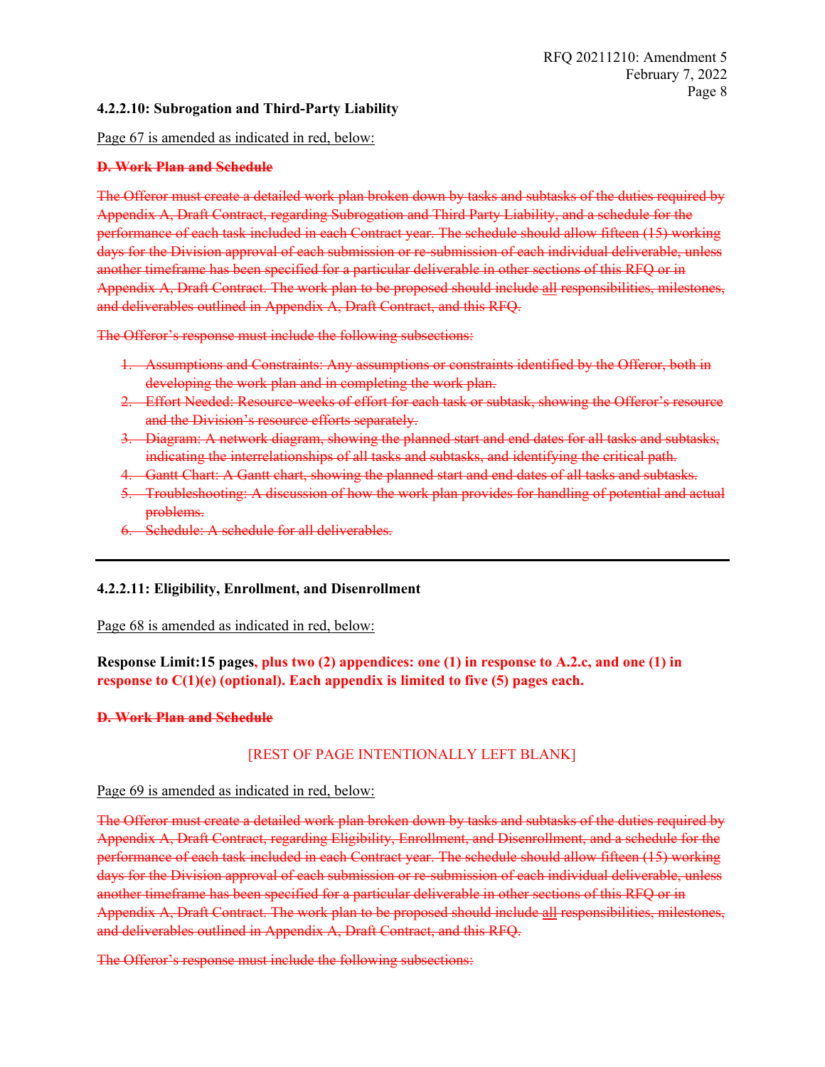### 4.2.2.10: Subrogation and Third-Party Liability

Page 67 is amended as indicated in red, below:

~~**D. Work Plan and Schedule**~~

~~The Offeror must create a detailed work plan broken down by tasks and subtasks of the duties required by Appendix A, Draft Contract, regarding Subrogation and Third Party Liability, and a schedule for the performance of each task included in each Contract year. The schedule should allow fifteen (15) working days for the Division approval of each submission or re-submission of each individual deliverable, unless another timeframe has been specified for a particular deliverable in other sections of this RFQ or in Appendix A, Draft Contract. The work plan to be proposed should include all responsibilities, milestones, and deliverables outlined in Appendix A, Draft Contract, and this RFQ.~~

~~The Offeror's response must include the following subsections:~~

1. ~~Assumptions and Constraints: Any assumptions or constraints identified by the Offeror, both in developing the work plan and in completing the work plan.~~
2. ~~Effort Needed: Resource-weeks of effort for each task or subtask, showing the Offeror's resource and the Division's resource efforts separately.~~
3. ~~Diagram: A network diagram, showing the planned start and end dates for all tasks and subtasks, indicating the interrelationships of all tasks and subtasks, and identifying the critical path.~~
4. ~~Gantt Chart: A Gantt chart, showing the planned start and end dates of all tasks and subtasks.~~
5. ~~Troubleshooting: A discussion of how the work plan provides for handling of potential and actual problems.~~
6. ~~Schedule: A schedule for all deliverables.~~

---

### 4.2.2.11: Eligibility, Enrollment, and Disenrollment

Page 68 is amended as indicated in red, below:

**Response Limit:15 pages, plus two (2) appendices: one (1) in response to A.2.c, and one (1) in response to C(1)(e) (optional). Each appendix is limited to five (5) pages each.**

~~**D. Work Plan and Schedule**~~

[REST OF PAGE INTENTIONALLY LEFT BLANK]

Page 69 is amended as indicated in red, below:

~~The Offeror must create a detailed work plan broken down by tasks and subtasks of the duties required by Appendix A, Draft Contract, regarding Eligibility, Enrollment, and Disenrollment, and a schedule for the performance of each task included in each Contract year. The schedule should allow fifteen (15) working days for the Division approval of each submission or re-submission of each individual deliverable, unless another timeframe has been specified for a particular deliverable in other sections of this RFQ or in Appendix A, Draft Contract. The work plan to be proposed should include all responsibilities, milestones, and deliverables outlined in Appendix A, Draft Contract, and this RFQ.~~

~~The Offeror's response must include the following subsections:~~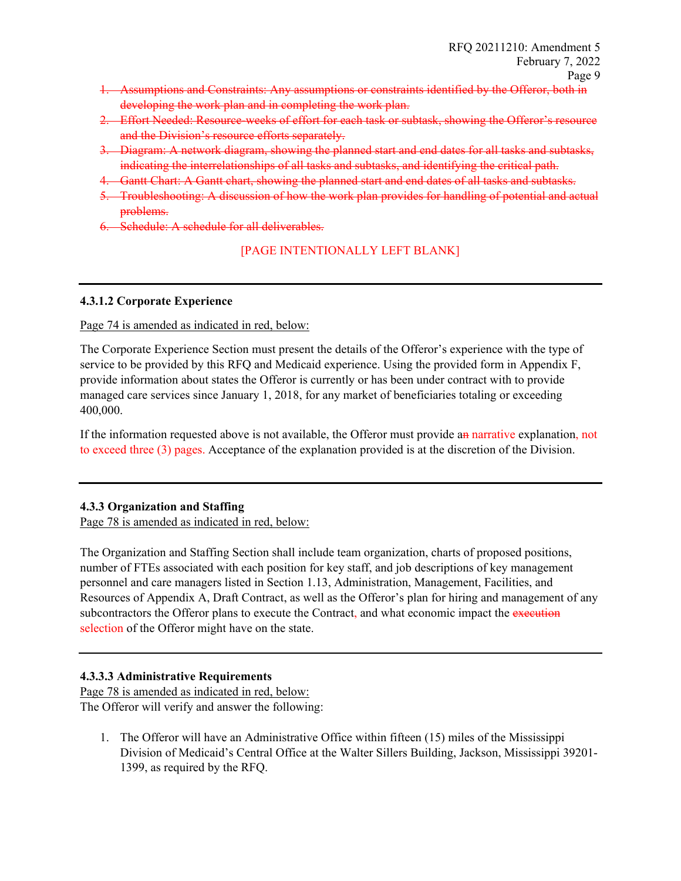1. ~~Assumptions and Constraints: Any assumptions or constraints identified by the Offeror, both in developing the work plan and in completing the work plan.~~
2. ~~Effort Needed: Resource-weeks of effort for each task or subtask, showing the Offeror's resource and the Division's resource efforts separately.~~
3. ~~Diagram: A network diagram, showing the planned start and end dates for all tasks and subtasks, indicating the interrelationships of all tasks and subtasks, and identifying the critical path.~~
4. ~~Gantt Chart: A Gantt chart, showing the planned start and end dates of all tasks and subtasks.~~
5. ~~Troubleshooting: A discussion of how the work plan provides for handling of potential and actual problems.~~
6. ~~Schedule: A schedule for all deliverables.~~

[PAGE INTENTIONALLY LEFT BLANK]

---

### 4.3.1.2 Corporate Experience

Page 74 is amended as indicated in red, below:

The Corporate Experience Section must present the details of the Offeror's experience with the type of service to be provided by this RFQ and Medicaid experience. Using the provided form in Appendix F, provide information about states the Offeror is currently or has been under contract with to provide managed care services since January 1, 2018, for any market of beneficiaries totaling or exceeding 400,000.

If the information requested above is not available, the Offeror must provide a~~n~~ narrative explanation, not to exceed three (3) pages. Acceptance of the explanation provided is at the discretion of the Division.

---

### 4.3.3 Organization and Staffing

Page 78 is amended as indicated in red, below:

The Organization and Staffing Section shall include team organization, charts of proposed positions, number of FTEs associated with each position for key staff, and job descriptions of key management personnel and care managers listed in Section 1.13, Administration, Management, Facilities, and Resources of Appendix A, Draft Contract, as well as the Offeror's plan for hiring and management of any subcontractors the Offeror plans to execute the Contract, and what economic impact the ~~execution~~ selection of the Offeror might have on the state.

---

### 4.3.3.3 Administrative Requirements

Page 78 is amended as indicated in red, below:

The Offeror will verify and answer the following:

1. The Offeror will have an Administrative Office within fifteen (15) miles of the Mississippi Division of Medicaid's Central Office at the Walter Sillers Building, Jackson, Mississippi 39201-1399, as required by the RFQ.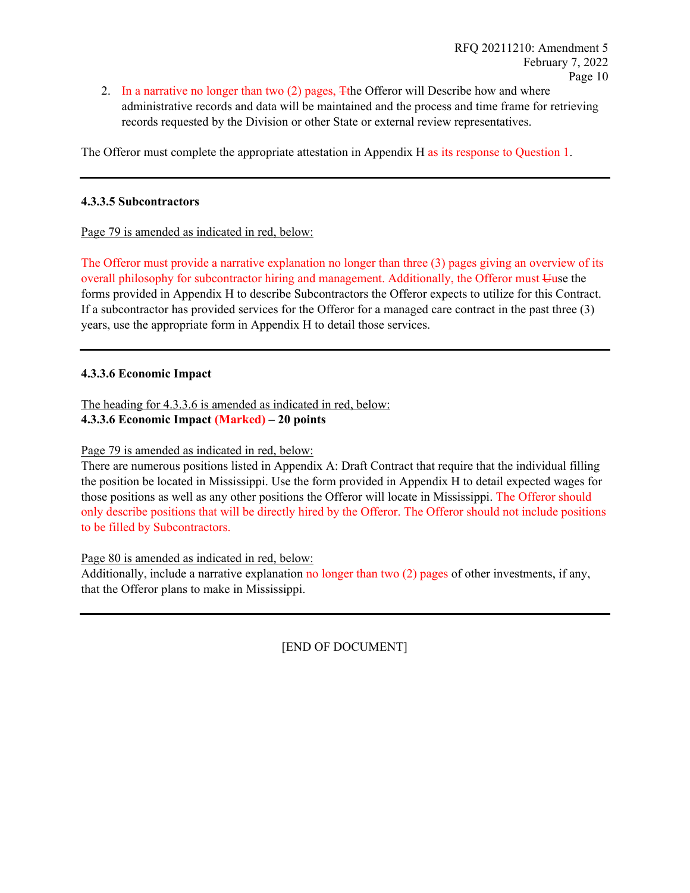2. In a narrative no longer than two (2) pages, ~~T~~the Offeror will Describe how and where administrative records and data will be maintained and the process and time frame for retrieving records requested by the Division or other State or external review representatives.

The Offeror must complete the appropriate attestation in Appendix H as its response to Question 1.

---

**4.3.3.5 Subcontractors**

Page 79 is amended as indicated in red, below:

The Offeror must provide a narrative explanation no longer than three (3) pages giving an overview of its overall philosophy for subcontractor hiring and management. Additionally, the Offeror must ~~U~~use the forms provided in Appendix H to describe Subcontractors the Offeror expects to utilize for this Contract. If a subcontractor has provided services for the Offeror for a managed care contract in the past three (3) years, use the appropriate form in Appendix H to detail those services.

---

**4.3.3.6 Economic Impact**

The heading for 4.3.3.6 is amended as indicated in red, below:
**4.3.3.6 Economic Impact (Marked) – 20 points**

Page 79 is amended as indicated in red, below:
There are numerous positions listed in Appendix A: Draft Contract that require that the individual filling the position be located in Mississippi. Use the form provided in Appendix H to detail expected wages for those positions as well as any other positions the Offeror will locate in Mississippi. The Offeror should only describe positions that will be directly hired by the Offeror. The Offeror should not include positions to be filled by Subcontractors.

Page 80 is amended as indicated in red, below:
Additionally, include a narrative explanation no longer than two (2) pages of other investments, if any, that the Offeror plans to make in Mississippi.

---

[END OF DOCUMENT]